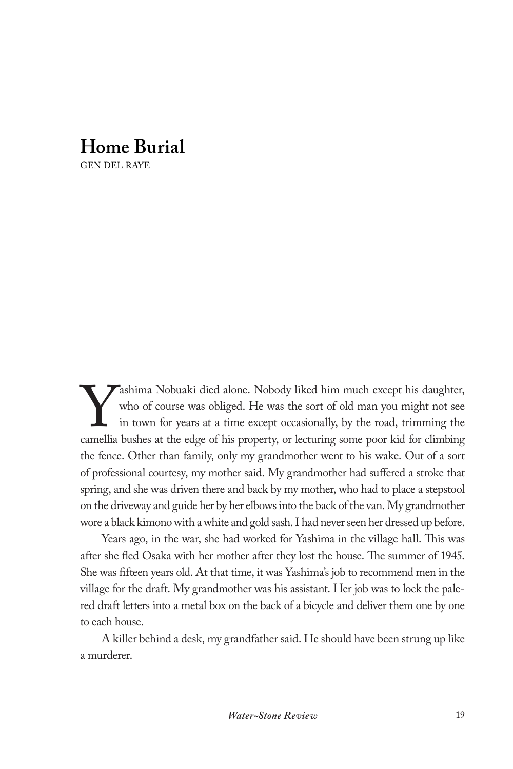# Home Burial

GEN DEL RAYE

Yashima Nobuaki died alone. Nobody liked him much except his daughter, who of course was obliged. He was the sort of old man you might not see in town for years at a time except occasionally, by the road, trimming the camellia bushes at the edge of his property, or lecturing some poor kid for climbing the fence. Other than family, only my grandmother went to his wake. Out of a sort of professional courtesy, my mother said. My grandmother had suffered a stroke that spring, and she was driven there and back by my mother, who had to place a stepstool on the driveway and guide her by her elbows into the back of the van. My grandmother wore a black kimono with a white and gold sash. I had never seen her dressed up before.

Years ago, in the war, she had worked for Yashima in the village hall. This was after she fled Osaka with her mother after they lost the house. The summer of 1945. She was fifteen years old. At that time, it was Yashima's job to recommend men in the village for the draft. My grandmother was his assistant. Her job was to lock the pale-red draft letters into a metal box on the back of a bicycle and deliver them one by one to each house.

A killer behind a desk, my grandfather said. He should have been strung up like a murderer.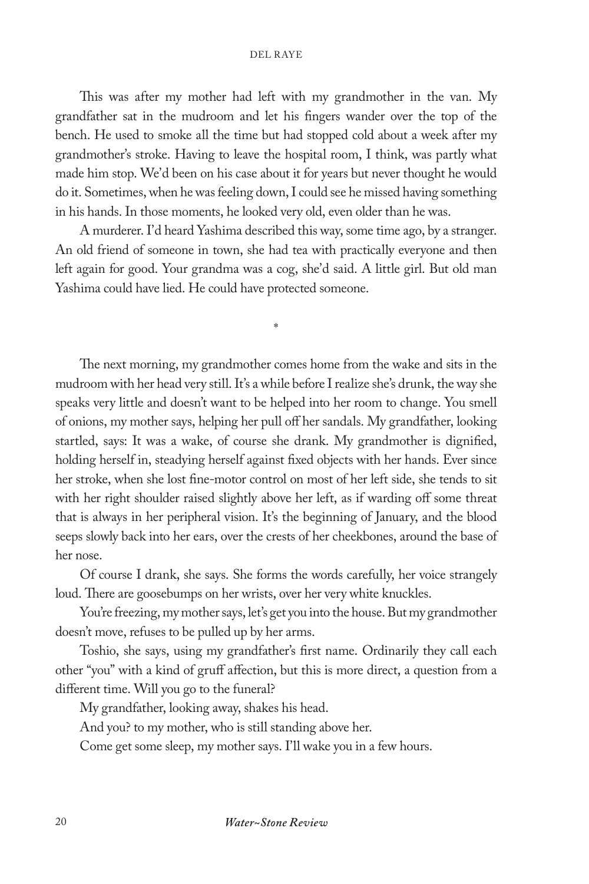This was after my mother had left with my grandmother in the van. My grandfather sat in the mudroom and let his fingers wander over the top of the bench. He used to smoke all the time but had stopped cold about a week after my grandmother's stroke. Having to leave the hospital room, I think, was partly what made him stop. We'd been on his case about it for years but never thought he would do it. Sometimes, when he was feeling down, I could see he missed having something in his hands. In those moments, he looked very old, even older than he was.

A murderer. I'd heard Yashima described this way, some time ago, by a stranger. An old friend of someone in town, she had tea with practically everyone and then left again for good. Your grandma was a cog, she'd said. A little girl. But old man Yashima could have lied. He could have protected someone.

*

The next morning, my grandmother comes home from the wake and sits in the mudroom with her head very still. It's a while before I realize she's drunk, the way she speaks very little and doesn't want to be helped into her room to change. You smell of onions, my mother says, helping her pull off her sandals. My grandfather, looking startled, says: It was a wake, of course she drank. My grandmother is dignified, holding herself in, steadying herself against fixed objects with her hands. Ever since her stroke, when she lost fine-motor control on most of her left side, she tends to sit with her right shoulder raised slightly above her left, as if warding off some threat that is always in her peripheral vision. It's the beginning of January, and the blood seeps slowly back into her ears, over the crests of her cheekbones, around the base of her nose.

Of course I drank, she says. She forms the words carefully, her voice strangely loud. There are goosebumps on her wrists, over her very white knuckles.

You're freezing, my mother says, let's get you into the house. But my grandmother doesn't move, refuses to be pulled up by her arms.

Toshio, she says, using my grandfather's first name. Ordinarily they call each other "you" with a kind of gruff affection, but this is more direct, a question from a different time. Will you go to the funeral?

My grandfather, looking away, shakes his head.

And you? to my mother, who is still standing above her.

Come get some sleep, my mother says. I'll wake you in a few hours.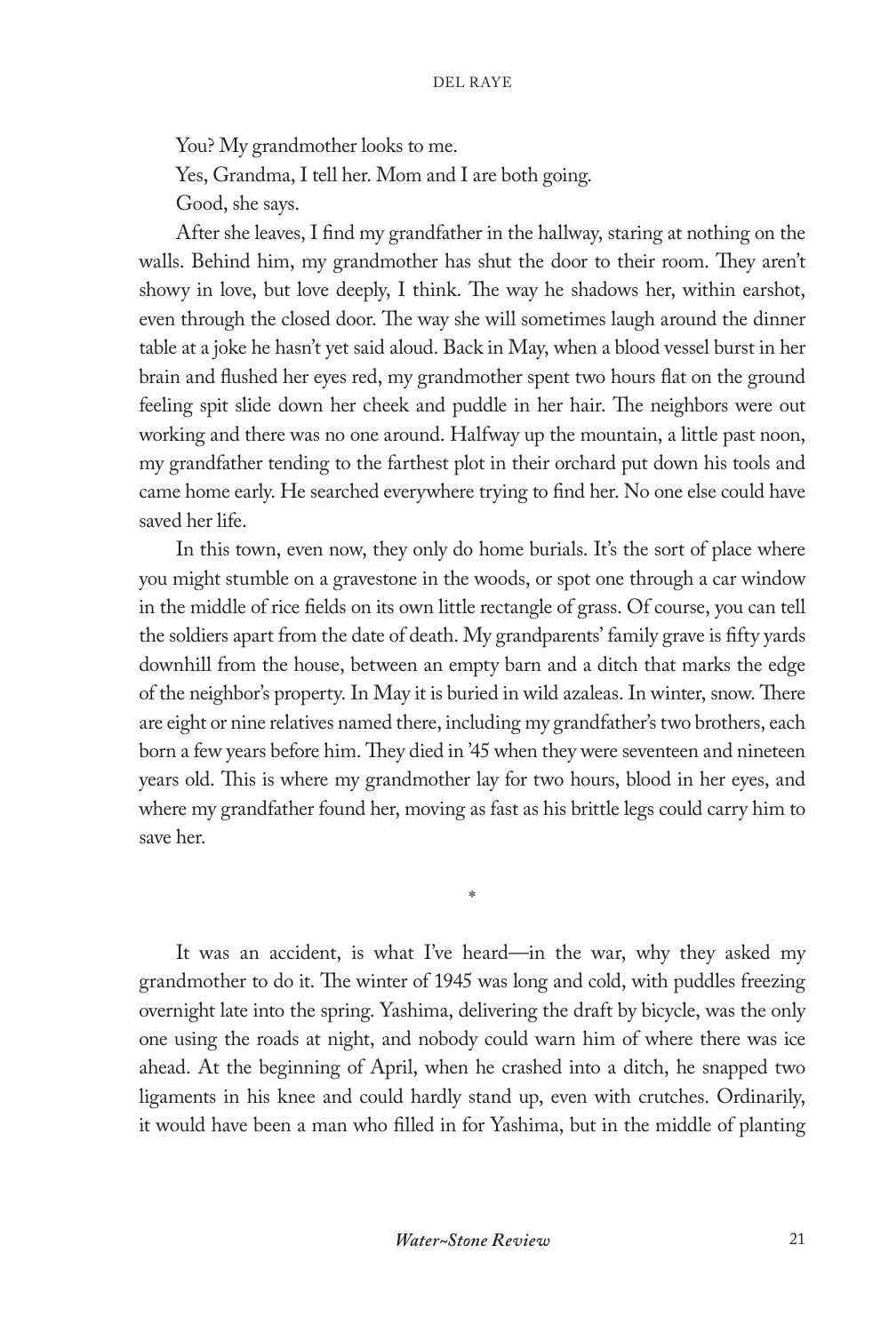You? My grandmother looks to me.

Yes, Grandma, I tell her. Mom and I are both going.

Good, she says.

After she leaves, I find my grandfather in the hallway, staring at nothing on the walls. Behind him, my grandmother has shut the door to their room. They aren't showy in love, but love deeply, I think. The way he shadows her, within earshot, even through the closed door. The way she will sometimes laugh around the dinner table at a joke he hasn't yet said aloud. Back in May, when a blood vessel burst in her brain and flushed her eyes red, my grandmother spent two hours flat on the ground feeling spit slide down her cheek and puddle in her hair. The neighbors were out working and there was no one around. Halfway up the mountain, a little past noon, my grandfather tending to the farthest plot in their orchard put down his tools and came home early. He searched everywhere trying to find her. No one else could have saved her life.

In this town, even now, they only do home burials. It's the sort of place where you might stumble on a gravestone in the woods, or spot one through a car window in the middle of rice fields on its own little rectangle of grass. Of course, you can tell the soldiers apart from the date of death. My grandparents' family grave is fifty yards downhill from the house, between an empty barn and a ditch that marks the edge of the neighbor's property. In May it is buried in wild azaleas. In winter, snow. There are eight or nine relatives named there, including my grandfather's two brothers, each born a few years before him. They died in '45 when they were seventeen and nineteen years old. This is where my grandmother lay for two hours, blood in her eyes, and where my grandfather found her, moving as fast as his brittle legs could carry him to save her.

*

It was an accident, is what I've heard—in the war, why they asked my grandmother to do it. The winter of 1945 was long and cold, with puddles freezing overnight late into the spring. Yashima, delivering the draft by bicycle, was the only one using the roads at night, and nobody could warn him of where there was ice ahead. At the beginning of April, when he crashed into a ditch, he snapped two ligaments in his knee and could hardly stand up, even with crutches. Ordinarily, it would have been a man who filled in for Yashima, but in the middle of planting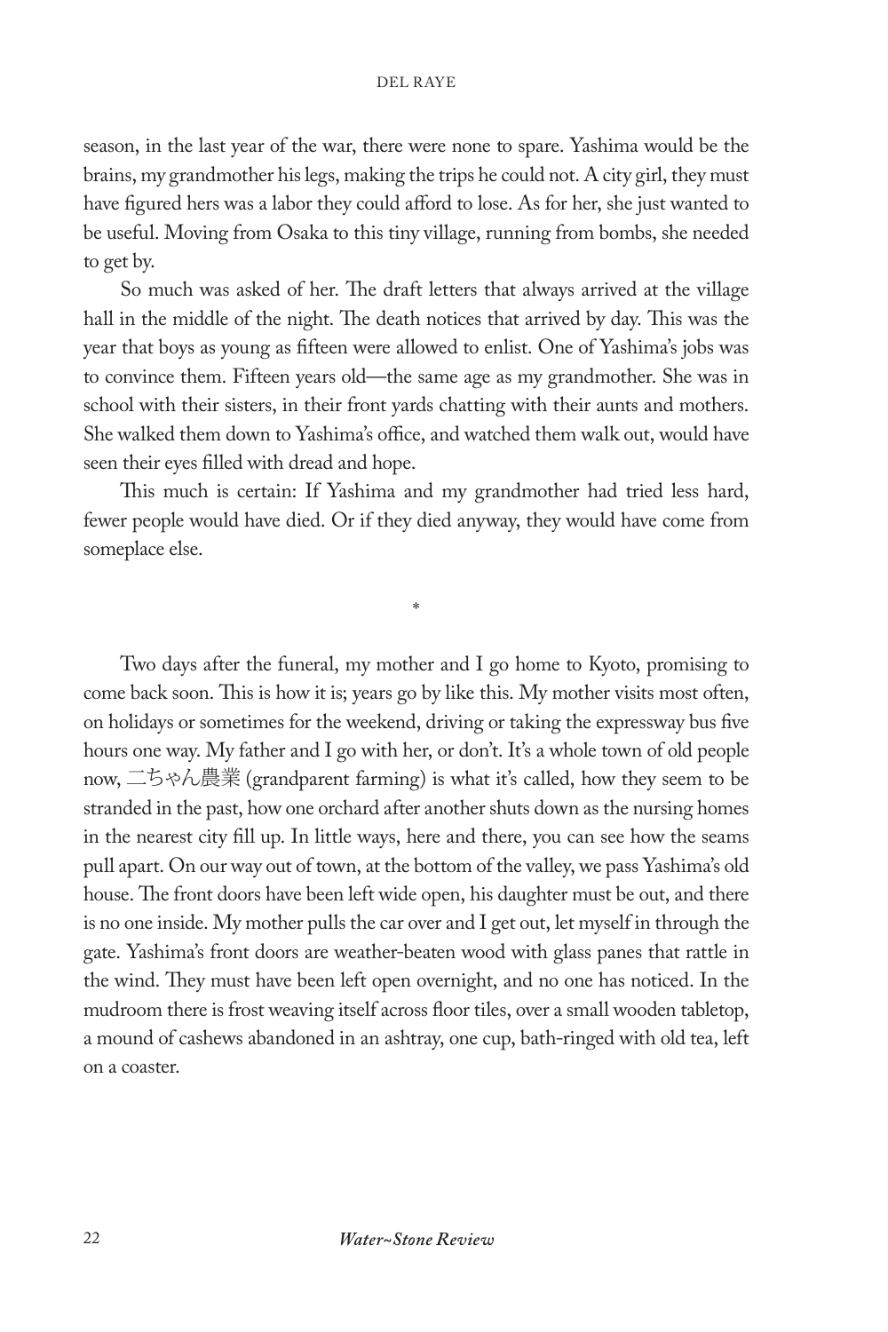season, in the last year of the war, there were none to spare. Yashima would be the brains, my grandmother his legs, making the trips he could not. A city girl, they must have figured hers was a labor they could afford to lose. As for her, she just wanted to be useful. Moving from Osaka to this tiny village, running from bombs, she needed to get by.

So much was asked of her. The draft letters that always arrived at the village hall in the middle of the night. The death notices that arrived by day. This was the year that boys as young as fifteen were allowed to enlist. One of Yashima's jobs was to convince them. Fifteen years old—the same age as my grandmother. She was in school with their sisters, in their front yards chatting with their aunts and mothers. She walked them down to Yashima's office, and watched them walk out, would have seen their eyes filled with dread and hope.

This much is certain: If Yashima and my grandmother had tried less hard, fewer people would have died. Or if they died anyway, they would have come from someplace else.

*

Two days after the funeral, my mother and I go home to Kyoto, promising to come back soon. This is how it is; years go by like this. My mother visits most often, on holidays or sometimes for the weekend, driving or taking the expressway bus five hours one way. My father and I go with her, or don't. It's a whole town of old people now, 二ちゃん農業 (grandparent farming) is what it's called, how they seem to be stranded in the past, how one orchard after another shuts down as the nursing homes in the nearest city fill up. In little ways, here and there, you can see how the seams pull apart. On our way out of town, at the bottom of the valley, we pass Yashima's old house. The front doors have been left wide open, his daughter must be out, and there is no one inside. My mother pulls the car over and I get out, let myself in through the gate. Yashima's front doors are weather-beaten wood with glass panes that rattle in the wind. They must have been left open overnight, and no one has noticed. In the mudroom there is frost weaving itself across floor tiles, over a small wooden tabletop, a mound of cashews abandoned in an ashtray, one cup, bath-ringed with old tea, left on a coaster.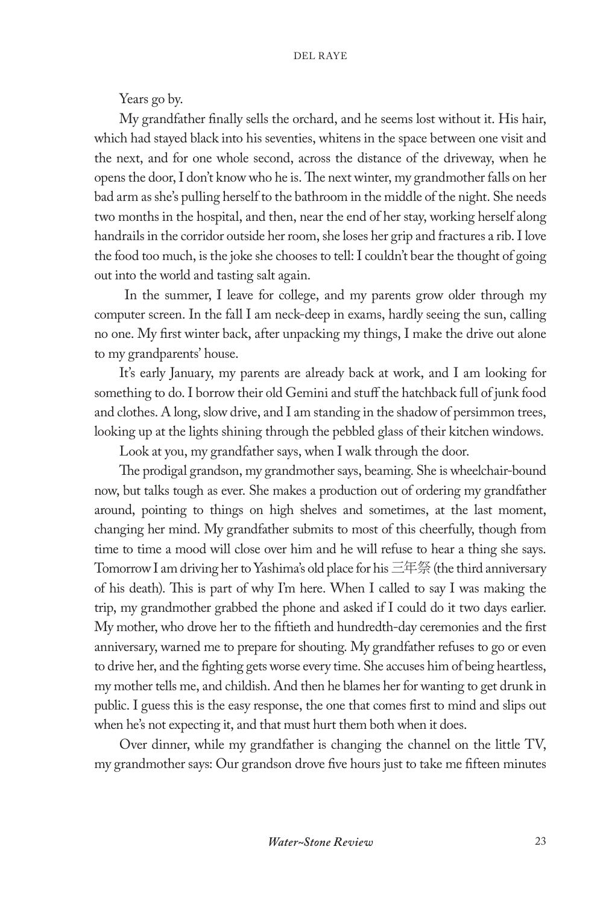Years go by.

My grandfather finally sells the orchard, and he seems lost without it. His hair, which had stayed black into his seventies, whitens in the space between one visit and the next, and for one whole second, across the distance of the driveway, when he opens the door, I don't know who he is. The next winter, my grandmother falls on her bad arm as she's pulling herself to the bathroom in the middle of the night. She needs two months in the hospital, and then, near the end of her stay, working herself along handrails in the corridor outside her room, she loses her grip and fractures a rib. I love the food too much, is the joke she chooses to tell: I couldn't bear the thought of going out into the world and tasting salt again.

In the summer, I leave for college, and my parents grow older through my computer screen. In the fall I am neck-deep in exams, hardly seeing the sun, calling no one. My first winter back, after unpacking my things, I make the drive out alone to my grandparents' house.

It's early January, my parents are already back at work, and I am looking for something to do. I borrow their old Gemini and stuff the hatchback full of junk food and clothes. A long, slow drive, and I am standing in the shadow of persimmon trees, looking up at the lights shining through the pebbled glass of their kitchen windows.

Look at you, my grandfather says, when I walk through the door.

The prodigal grandson, my grandmother says, beaming. She is wheelchair-bound now, but talks tough as ever. She makes a production out of ordering my grandfather around, pointing to things on high shelves and sometimes, at the last moment, changing her mind. My grandfather submits to most of this cheerfully, though from time to time a mood will close over him and he will refuse to hear a thing she says. Tomorrow I am driving her to Yashima's old place for his 三年祭 (the third anniversary of his death). This is part of why I'm here. When I called to say I was making the trip, my grandmother grabbed the phone and asked if I could do it two days earlier. My mother, who drove her to the fiftieth and hundredth-day ceremonies and the first anniversary, warned me to prepare for shouting. My grandfather refuses to go or even to drive her, and the fighting gets worse every time. She accuses him of being heartless, my mother tells me, and childish. And then he blames her for wanting to get drunk in public. I guess this is the easy response, the one that comes first to mind and slips out when he's not expecting it, and that must hurt them both when it does.

Over dinner, while my grandfather is changing the channel on the little TV, my grandmother says: Our grandson drove five hours just to take me fifteen minutes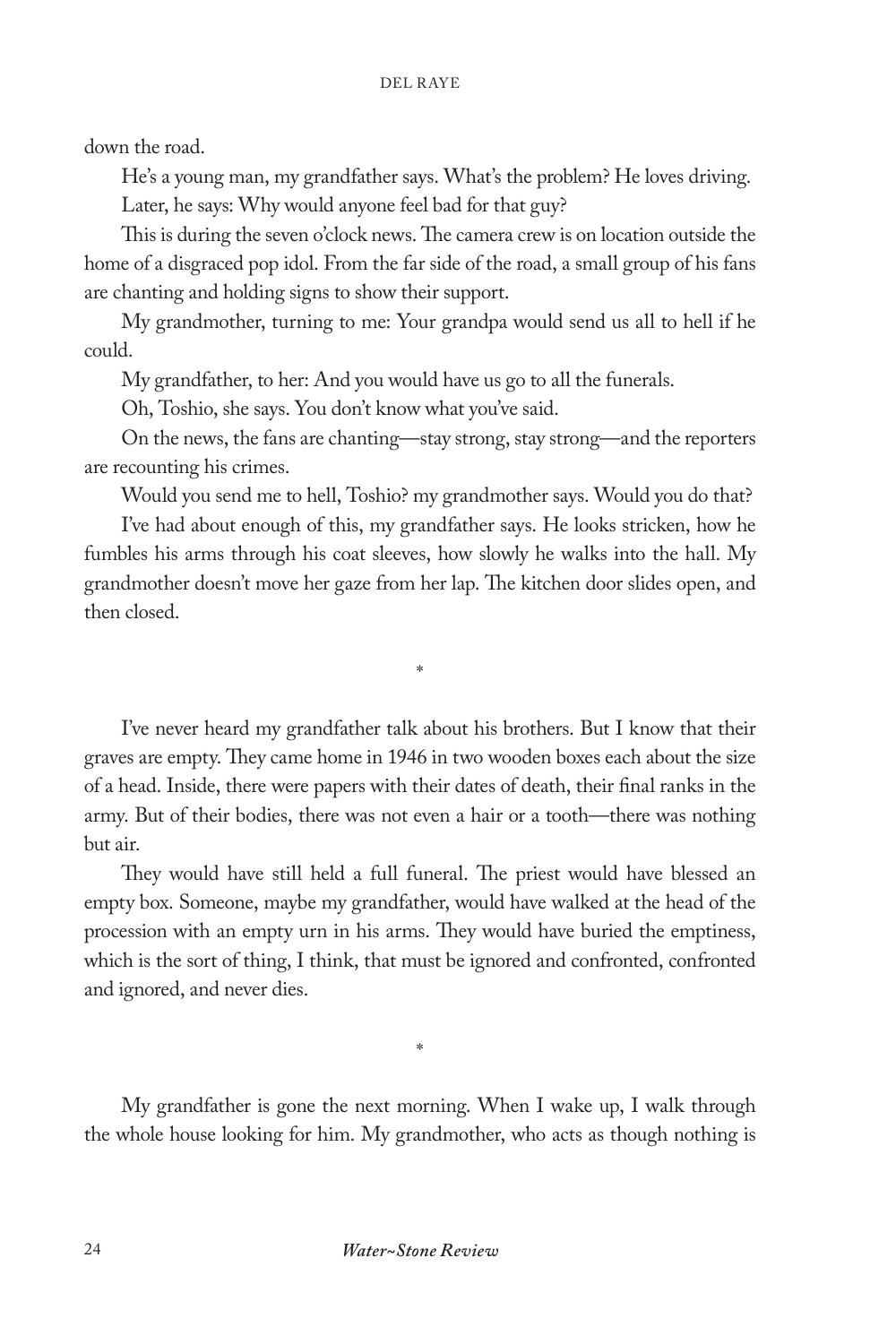down the road.

He's a young man, my grandfather says. What's the problem? He loves driving.

Later, he says: Why would anyone feel bad for that guy?

This is during the seven o'clock news. The camera crew is on location outside the home of a disgraced pop idol. From the far side of the road, a small group of his fans are chanting and holding signs to show their support.

My grandmother, turning to me: Your grandpa would send us all to hell if he could.

My grandfather, to her: And you would have us go to all the funerals.

Oh, Toshio, she says. You don't know what you've said.

On the news, the fans are chanting—stay strong, stay strong—and the reporters are recounting his crimes.

Would you send me to hell, Toshio? my grandmother says. Would you do that?

I've had about enough of this, my grandfather says. He looks stricken, how he fumbles his arms through his coat sleeves, how slowly he walks into the hall. My grandmother doesn't move her gaze from her lap. The kitchen door slides open, and then closed.

*

I've never heard my grandfather talk about his brothers. But I know that their graves are empty. They came home in 1946 in two wooden boxes each about the size of a head. Inside, there were papers with their dates of death, their final ranks in the army. But of their bodies, there was not even a hair or a tooth—there was nothing but air.

They would have still held a full funeral. The priest would have blessed an empty box. Someone, maybe my grandfather, would have walked at the head of the procession with an empty urn in his arms. They would have buried the emptiness, which is the sort of thing, I think, that must be ignored and confronted, confronted and ignored, and never dies.

*

My grandfather is gone the next morning. When I wake up, I walk through the whole house looking for him. My grandmother, who acts as though nothing is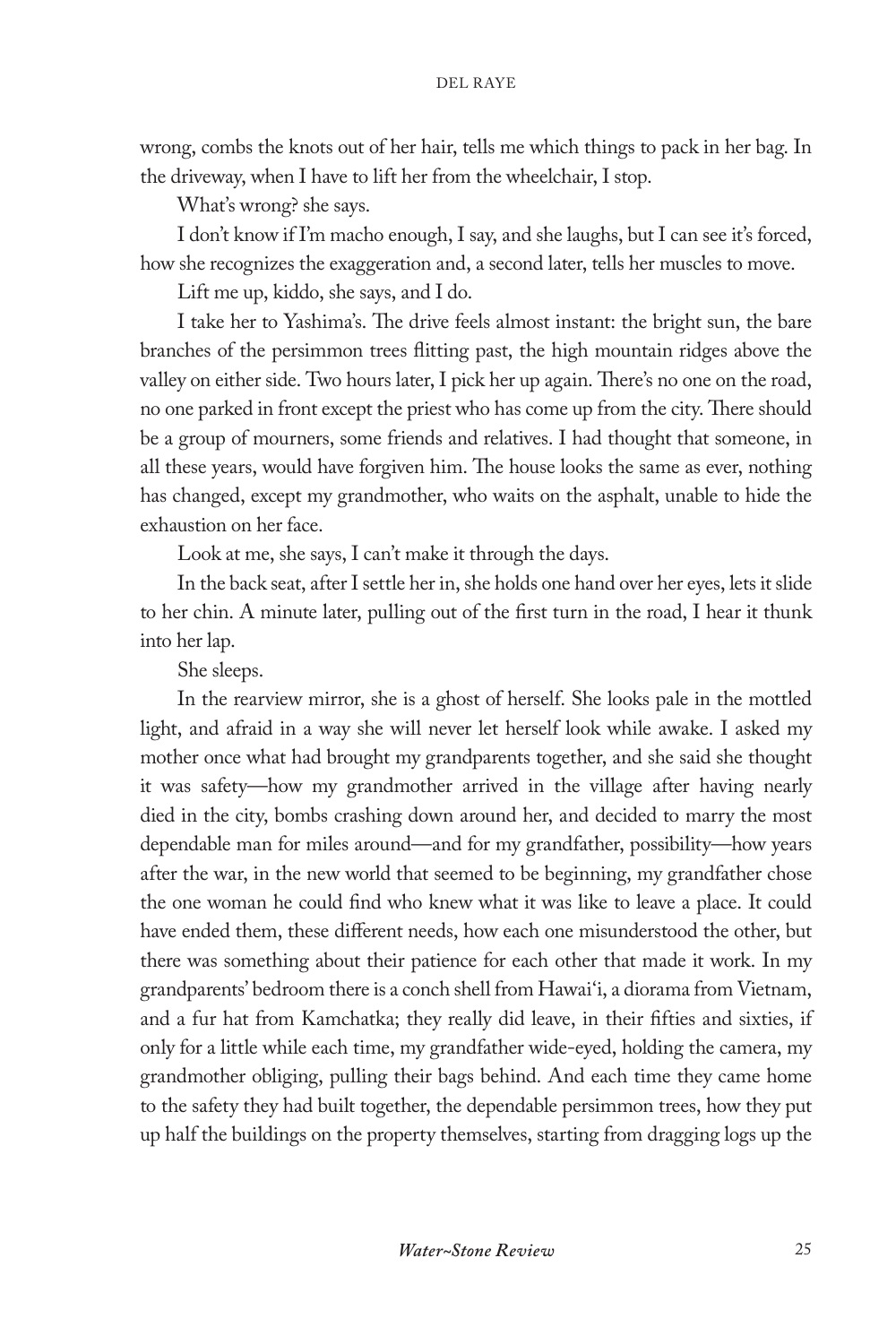wrong, combs the knots out of her hair, tells me which things to pack in her bag. In the driveway, when I have to lift her from the wheelchair, I stop.

What's wrong? she says.

I don't know if I'm macho enough, I say, and she laughs, but I can see it's forced, how she recognizes the exaggeration and, a second later, tells her muscles to move.

Lift me up, kiddo, she says, and I do.

I take her to Yashima's. The drive feels almost instant: the bright sun, the bare branches of the persimmon trees flitting past, the high mountain ridges above the valley on either side. Two hours later, I pick her up again. There's no one on the road, no one parked in front except the priest who has come up from the city. There should be a group of mourners, some friends and relatives. I had thought that someone, in all these years, would have forgiven him. The house looks the same as ever, nothing has changed, except my grandmother, who waits on the asphalt, unable to hide the exhaustion on her face.

Look at me, she says, I can't make it through the days.

In the back seat, after I settle her in, she holds one hand over her eyes, lets it slide to her chin. A minute later, pulling out of the first turn in the road, I hear it thunk into her lap.

She sleeps.

In the rearview mirror, she is a ghost of herself. She looks pale in the mottled light, and afraid in a way she will never let herself look while awake. I asked my mother once what had brought my grandparents together, and she said she thought it was safety—how my grandmother arrived in the village after having nearly died in the city, bombs crashing down around her, and decided to marry the most dependable man for miles around—and for my grandfather, possibility—how years after the war, in the new world that seemed to be beginning, my grandfather chose the one woman he could find who knew what it was like to leave a place. It could have ended them, these different needs, how each one misunderstood the other, but there was something about their patience for each other that made it work. In my grandparents' bedroom there is a conch shell from Hawai'i, a diorama from Vietnam, and a fur hat from Kamchatka; they really did leave, in their fifties and sixties, if only for a little while each time, my grandfather wide-eyed, holding the camera, my grandmother obliging, pulling their bags behind. And each time they came home to the safety they had built together, the dependable persimmon trees, how they put up half the buildings on the property themselves, starting from dragging logs up the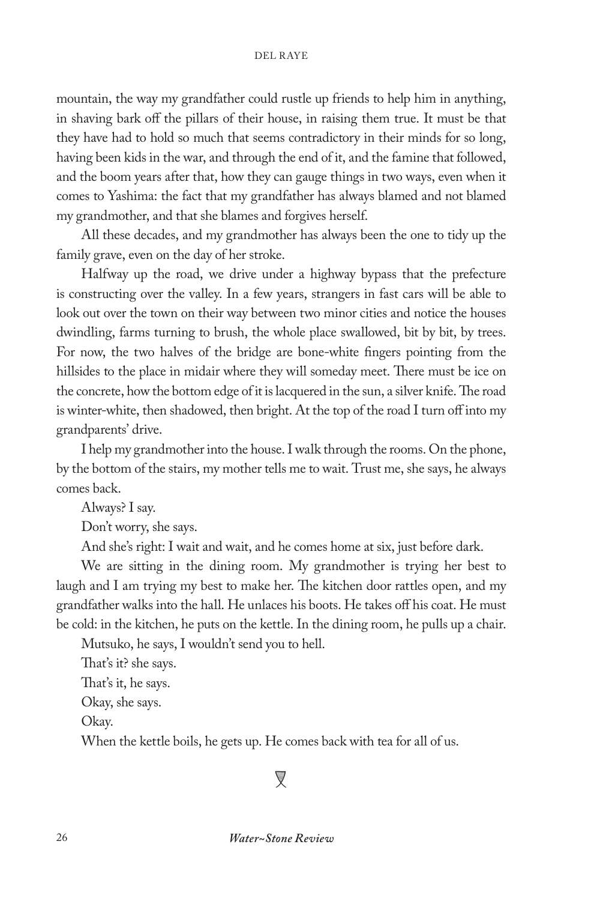mountain, the way my grandfather could rustle up friends to help him in anything, in shaving bark off the pillars of their house, in raising them true. It must be that they have had to hold so much that seems contradictory in their minds for so long, having been kids in the war, and through the end of it, and the famine that followed, and the boom years after that, how they can gauge things in two ways, even when it comes to Yashima: the fact that my grandfather has always blamed and not blamed my grandmother, and that she blames and forgives herself.

All these decades, and my grandmother has always been the one to tidy up the family grave, even on the day of her stroke.

Halfway up the road, we drive under a highway bypass that the prefecture is constructing over the valley. In a few years, strangers in fast cars will be able to look out over the town on their way between two minor cities and notice the houses dwindling, farms turning to brush, the whole place swallowed, bit by bit, by trees. For now, the two halves of the bridge are bone-white fingers pointing from the hillsides to the place in midair where they will someday meet. There must be ice on the concrete, how the bottom edge of it is lacquered in the sun, a silver knife. The road is winter-white, then shadowed, then bright. At the top of the road I turn off into my grandparents' drive.

I help my grandmother into the house. I walk through the rooms. On the phone, by the bottom of the stairs, my mother tells me to wait. Trust me, she says, he always comes back.

Always? I say.

Don't worry, she says.

And she's right: I wait and wait, and he comes home at six, just before dark.

We are sitting in the dining room. My grandmother is trying her best to laugh and I am trying my best to make her. The kitchen door rattles open, and my grandfather walks into the hall. He unlaces his boots. He takes off his coat. He must be cold: in the kitchen, he puts on the kettle. In the dining room, he pulls up a chair.

Mutsuko, he says, I wouldn't send you to hell.

That's it? she says.

That's it, he says.

Okay, she says.

Okay.

When the kettle boils, he gets up. He comes back with tea for all of us.